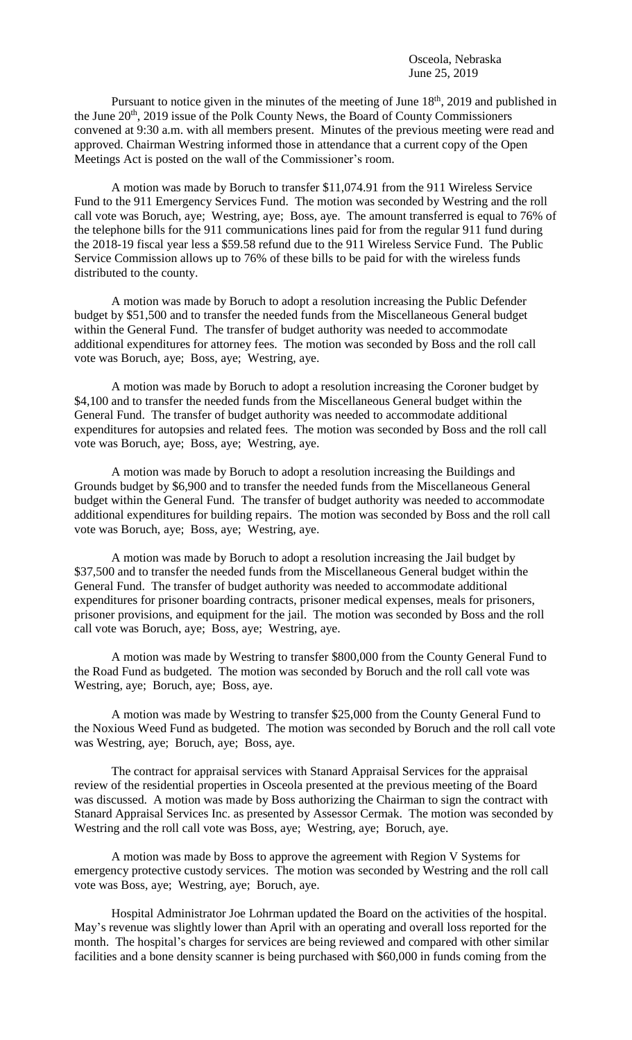Osceola, Nebraska
June 25, 2019

Pursuant to notice given in the minutes of the meeting of June 18th, 2019 and published in the June 20th, 2019 issue of the Polk County News, the Board of County Commissioners convened at 9:30 a.m. with all members present. Minutes of the previous meeting were read and approved. Chairman Westring informed those in attendance that a current copy of the Open Meetings Act is posted on the wall of the Commissioner's room.

A motion was made by Boruch to transfer $11,074.91 from the 911 Wireless Service Fund to the 911 Emergency Services Fund. The motion was seconded by Westring and the roll call vote was Boruch, aye; Westring, aye; Boss, aye. The amount transferred is equal to 76% of the telephone bills for the 911 communications lines paid for from the regular 911 fund during the 2018-19 fiscal year less a $59.58 refund due to the 911 Wireless Service Fund. The Public Service Commission allows up to 76% of these bills to be paid for with the wireless funds distributed to the county.

A motion was made by Boruch to adopt a resolution increasing the Public Defender budget by $51,500 and to transfer the needed funds from the Miscellaneous General budget within the General Fund. The transfer of budget authority was needed to accommodate additional expenditures for attorney fees. The motion was seconded by Boss and the roll call vote was Boruch, aye; Boss, aye; Westring, aye.

A motion was made by Boruch to adopt a resolution increasing the Coroner budget by $4,100 and to transfer the needed funds from the Miscellaneous General budget within the General Fund. The transfer of budget authority was needed to accommodate additional expenditures for autopsies and related fees. The motion was seconded by Boss and the roll call vote was Boruch, aye; Boss, aye; Westring, aye.

A motion was made by Boruch to adopt a resolution increasing the Buildings and Grounds budget by $6,900 and to transfer the needed funds from the Miscellaneous General budget within the General Fund. The transfer of budget authority was needed to accommodate additional expenditures for building repairs. The motion was seconded by Boss and the roll call vote was Boruch, aye; Boss, aye; Westring, aye.

A motion was made by Boruch to adopt a resolution increasing the Jail budget by $37,500 and to transfer the needed funds from the Miscellaneous General budget within the General Fund. The transfer of budget authority was needed to accommodate additional expenditures for prisoner boarding contracts, prisoner medical expenses, meals for prisoners, prisoner provisions, and equipment for the jail. The motion was seconded by Boss and the roll call vote was Boruch, aye; Boss, aye; Westring, aye.

A motion was made by Westring to transfer $800,000 from the County General Fund to the Road Fund as budgeted. The motion was seconded by Boruch and the roll call vote was Westring, aye; Boruch, aye; Boss, aye.

A motion was made by Westring to transfer $25,000 from the County General Fund to the Noxious Weed Fund as budgeted. The motion was seconded by Boruch and the roll call vote was Westring, aye; Boruch, aye; Boss, aye.

The contract for appraisal services with Stanard Appraisal Services for the appraisal review of the residential properties in Osceola presented at the previous meeting of the Board was discussed. A motion was made by Boss authorizing the Chairman to sign the contract with Stanard Appraisal Services Inc. as presented by Assessor Cermak. The motion was seconded by Westring and the roll call vote was Boss, aye; Westring, aye; Boruch, aye.

A motion was made by Boss to approve the agreement with Region V Systems for emergency protective custody services. The motion was seconded by Westring and the roll call vote was Boss, aye; Westring, aye; Boruch, aye.

Hospital Administrator Joe Lohrman updated the Board on the activities of the hospital. May's revenue was slightly lower than April with an operating and overall loss reported for the month. The hospital's charges for services are being reviewed and compared with other similar facilities and a bone density scanner is being purchased with $60,000 in funds coming from the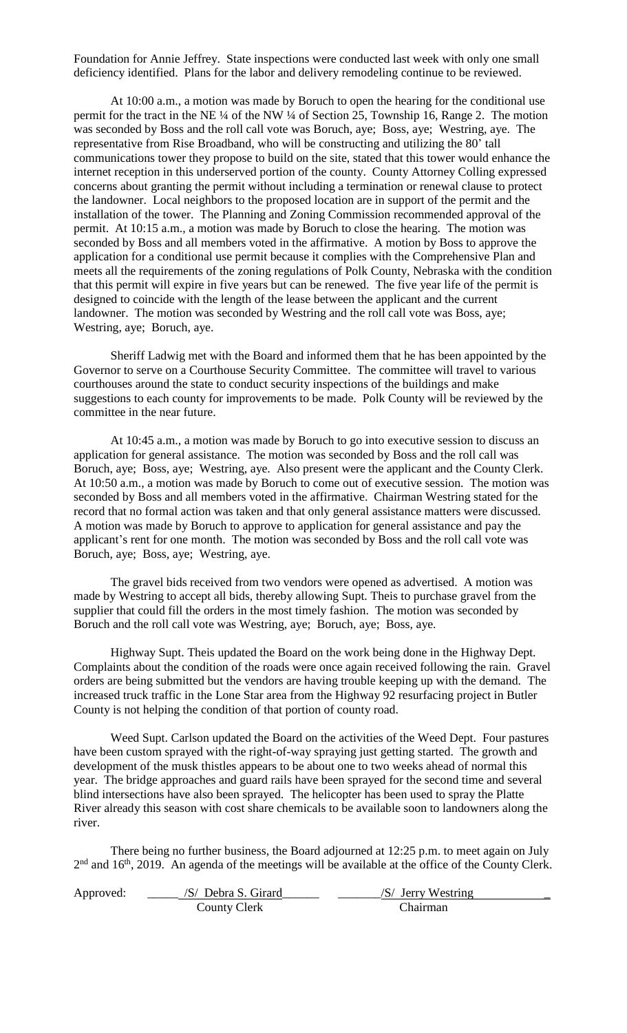Foundation for Annie Jeffrey. State inspections were conducted last week with only one small deficiency identified. Plans for the labor and delivery remodeling continue to be reviewed.

At 10:00 a.m., a motion was made by Boruch to open the hearing for the conditional use permit for the tract in the NE ¼ of the NW ¼ of Section 25, Township 16, Range 2. The motion was seconded by Boss and the roll call vote was Boruch, aye; Boss, aye; Westring, aye. The representative from Rise Broadband, who will be constructing and utilizing the 80' tall communications tower they propose to build on the site, stated that this tower would enhance the internet reception in this underserved portion of the county. County Attorney Colling expressed concerns about granting the permit without including a termination or renewal clause to protect the landowner. Local neighbors to the proposed location are in support of the permit and the installation of the tower. The Planning and Zoning Commission recommended approval of the permit. At 10:15 a.m., a motion was made by Boruch to close the hearing. The motion was seconded by Boss and all members voted in the affirmative. A motion by Boss to approve the application for a conditional use permit because it complies with the Comprehensive Plan and meets all the requirements of the zoning regulations of Polk County, Nebraska with the condition that this permit will expire in five years but can be renewed. The five year life of the permit is designed to coincide with the length of the lease between the applicant and the current landowner. The motion was seconded by Westring and the roll call vote was Boss, aye; Westring, aye; Boruch, aye.

Sheriff Ladwig met with the Board and informed them that he has been appointed by the Governor to serve on a Courthouse Security Committee. The committee will travel to various courthouses around the state to conduct security inspections of the buildings and make suggestions to each county for improvements to be made. Polk County will be reviewed by the committee in the near future.

At 10:45 a.m., a motion was made by Boruch to go into executive session to discuss an application for general assistance. The motion was seconded by Boss and the roll call was Boruch, aye; Boss, aye; Westring, aye. Also present were the applicant and the County Clerk. At 10:50 a.m., a motion was made by Boruch to come out of executive session. The motion was seconded by Boss and all members voted in the affirmative. Chairman Westring stated for the record that no formal action was taken and that only general assistance matters were discussed. A motion was made by Boruch to approve to application for general assistance and pay the applicant's rent for one month. The motion was seconded by Boss and the roll call vote was Boruch, aye; Boss, aye; Westring, aye.

The gravel bids received from two vendors were opened as advertised. A motion was made by Westring to accept all bids, thereby allowing Supt. Theis to purchase gravel from the supplier that could fill the orders in the most timely fashion. The motion was seconded by Boruch and the roll call vote was Westring, aye; Boruch, aye; Boss, aye.

Highway Supt. Theis updated the Board on the work being done in the Highway Dept. Complaints about the condition of the roads were once again received following the rain. Gravel orders are being submitted but the vendors are having trouble keeping up with the demand. The increased truck traffic in the Lone Star area from the Highway 92 resurfacing project in Butler County is not helping the condition of that portion of county road.

Weed Supt. Carlson updated the Board on the activities of the Weed Dept. Four pastures have been custom sprayed with the right-of-way spraying just getting started. The growth and development of the musk thistles appears to be about one to two weeks ahead of normal this year. The bridge approaches and guard rails have been sprayed for the second time and several blind intersections have also been sprayed. The helicopter has been used to spray the Platte River already this season with cost share chemicals to be available soon to landowners along the river.

There being no further business, the Board adjourned at 12:25 p.m. to meet again on July 2nd and 16th, 2019. An agenda of the meetings will be available at the office of the County Clerk.

Approved: /S/ Debra S. Girard — County Clerk    /S/ Jerry Westring — Chairman